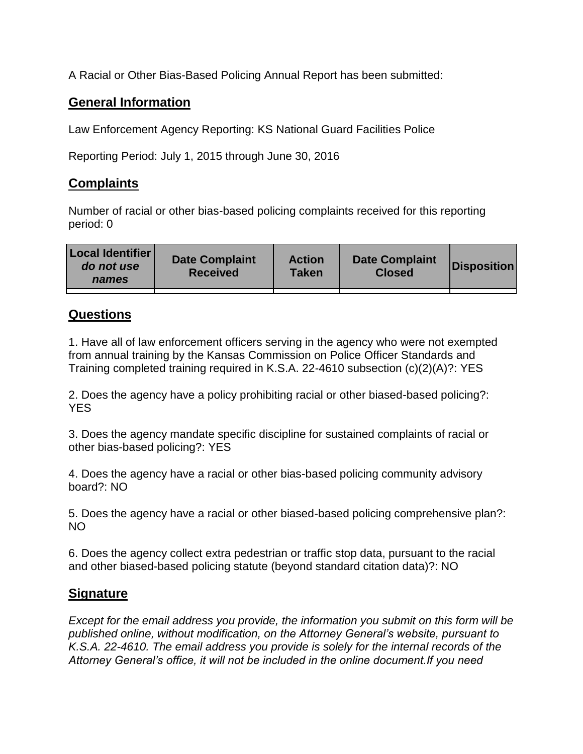A Racial or Other Bias-Based Policing Annual Report has been submitted:

## General Information

Law Enforcement Agency Reporting: KS National Guard Facilities Police

Reporting Period: July 1, 2015 through June 30, 2016

## Complaints

Number of racial or other bias-based policing complaints received for this reporting period: 0

| Local Identifier *do not use names* | Date Complaint Received | Action Taken | Date Complaint Closed | Disposition |
|---|---|---|---|---|
| | | | | |

## Questions

1. Have all of law enforcement officers serving in the agency who were not exempted from annual training by the Kansas Commission on Police Officer Standards and Training completed training required in K.S.A. 22-4610 subsection (c)(2)(A)?: YES

2. Does the agency have a policy prohibiting racial or other biased-based policing?: YES

3. Does the agency mandate specific discipline for sustained complaints of racial or other bias-based policing?: YES

4. Does the agency have a racial or other bias-based policing community advisory board?: NO

5. Does the agency have a racial or other biased-based policing comprehensive plan?: NO

6. Does the agency collect extra pedestrian or traffic stop data, pursuant to the racial and other biased-based policing statute (beyond standard citation data)?: NO

## Signature

*Except for the email address you provide, the information you submit on this form will be published online, without modification, on the Attorney General's website, pursuant to K.S.A. 22-4610. The email address you provide is solely for the internal records of the Attorney General's office, it will not be included in the online document.If you need*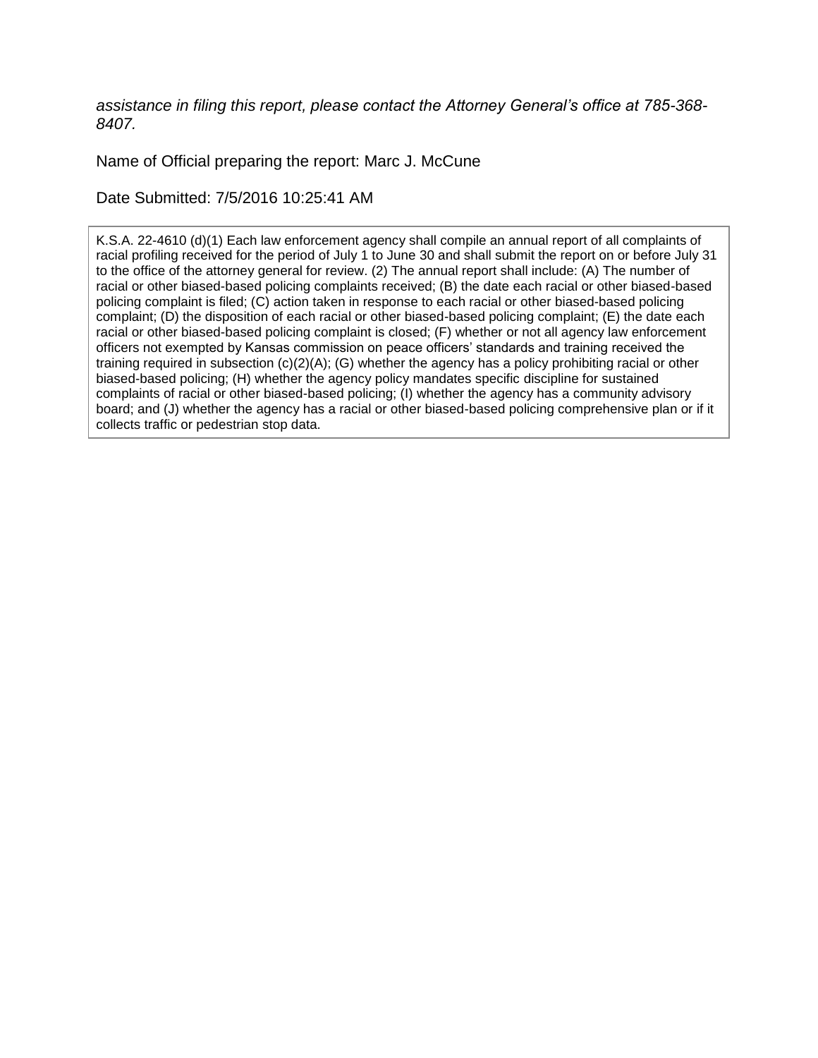*assistance in filing this report, please contact the Attorney General's office at 785-368-8407.*

Name of Official preparing the report: Marc J. McCune

Date Submitted: 7/5/2016 10:25:41 AM

K.S.A. 22-4610 (d)(1) Each law enforcement agency shall compile an annual report of all complaints of racial profiling received for the period of July 1 to June 30 and shall submit the report on or before July 31 to the office of the attorney general for review. (2) The annual report shall include: (A) The number of racial or other biased-based policing complaints received; (B) the date each racial or other biased-based policing complaint is filed; (C) action taken in response to each racial or other biased-based policing complaint; (D) the disposition of each racial or other biased-based policing complaint; (E) the date each racial or other biased-based policing complaint is closed; (F) whether or not all agency law enforcement officers not exempted by Kansas commission on peace officers' standards and training received the training required in subsection (c)(2)(A); (G) whether the agency has a policy prohibiting racial or other biased-based policing; (H) whether the agency policy mandates specific discipline for sustained complaints of racial or other biased-based policing; (I) whether the agency has a community advisory board; and (J) whether the agency has a racial or other biased-based policing comprehensive plan or if it collects traffic or pedestrian stop data.